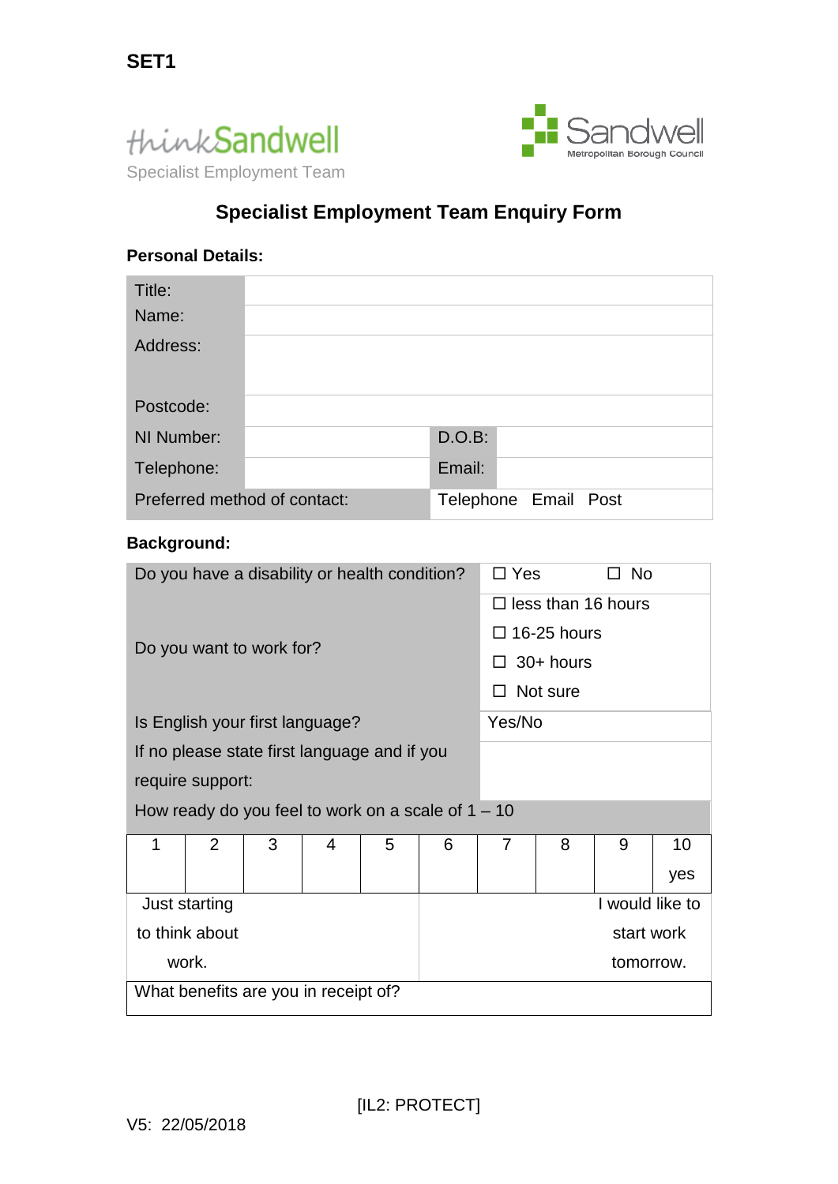SET1

thinkSandwell
Specialist Employment Team

Sandwell
Metropolitan Borough Council

# Specialist Employment Team Enquiry Form

**Personal Details:**

| | | | |
|---|---|---|---|
| Title: | | | |
| Name: | | | |
| Address: | | | |
| Postcode: | | | |
| NI Number: | | D.O.B: | |
| Telephone: | | Email: | |
| Preferred method of contact: | | Telephone Email Post | |

**Background:**

| | |
|---|---|
| Do you have a disability or health condition? | ☐ Yes ☐ No |
| Do you want to work for? | ☐ less than 16 hours<br>☐ 16-25 hours<br>☐ 30+ hours<br>☐ Not sure |
| Is English your first language? | Yes/No |
| If no please state first language and if you require support: | |
| How ready do you feel to work on a scale of 1 – 10 | |

| 1 | 2 | 3 | 4 | 5 | 6 | 7 | 8 | 9 | 10 |
|---|---|---|---|---|---|---|---|---|---|
| | | | | | | | | | yes |
| Just starting to think about work. | | | | | I would like to start work tomorrow. | | | | |

| What benefits are you in receipt of? |
|---|

[IL2: PROTECT]

V5: 22/05/2018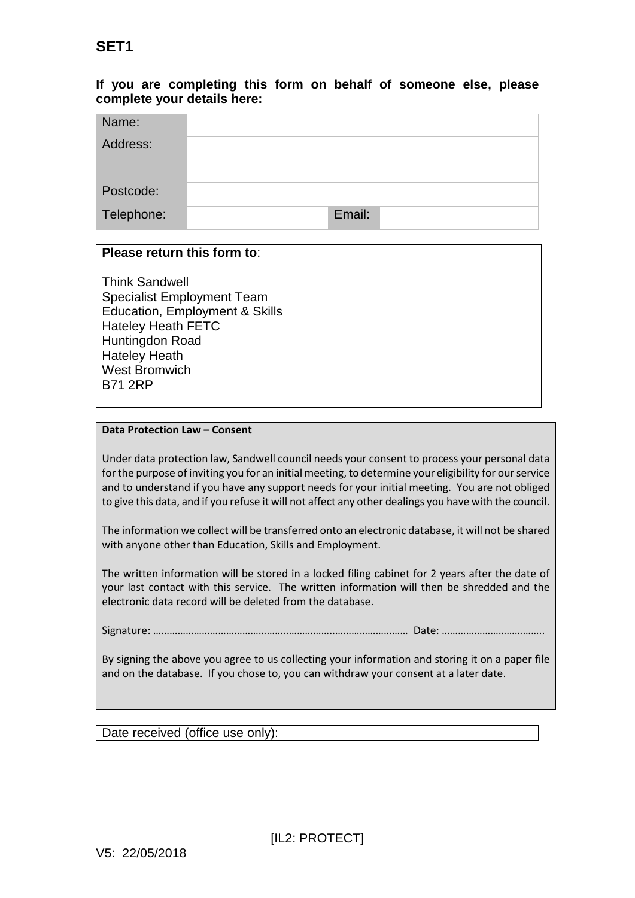# SET1

**If you are completing this form on behalf of someone else, please complete your details here:**

| | | | |
|---|---|---|---|
| Name: | | | |
| Address: | | | |
| Postcode: | | | |
| Telephone: | | Email: | |

**Please return this form to**:

Think Sandwell
Specialist Employment Team
Education, Employment & Skills
Hateley Heath FETC
Huntingdon Road
Hateley Heath
West Bromwich
B71 2RP

**Data Protection Law – Consent**

Under data protection law, Sandwell council needs your consent to process your personal data for the purpose of inviting you for an initial meeting, to determine your eligibility for our service and to understand if you have any support needs for your initial meeting. You are not obliged to give this data, and if you refuse it will not affect any other dealings you have with the council.

The information we collect will be transferred onto an electronic database, it will not be shared with anyone other than Education, Skills and Employment.

The written information will be stored in a locked filing cabinet for 2 years after the date of your last contact with this service. The written information will then be shredded and the electronic data record will be deleted from the database.

Signature: ………………………………………..…………………..……………… Date: ………………………………..

By signing the above you agree to us collecting your information and storing it on a paper file and on the database. If you chose to, you can withdraw your consent at a later date.

Date received (office use only):

[IL2: PROTECT]

V5: 22/05/2018